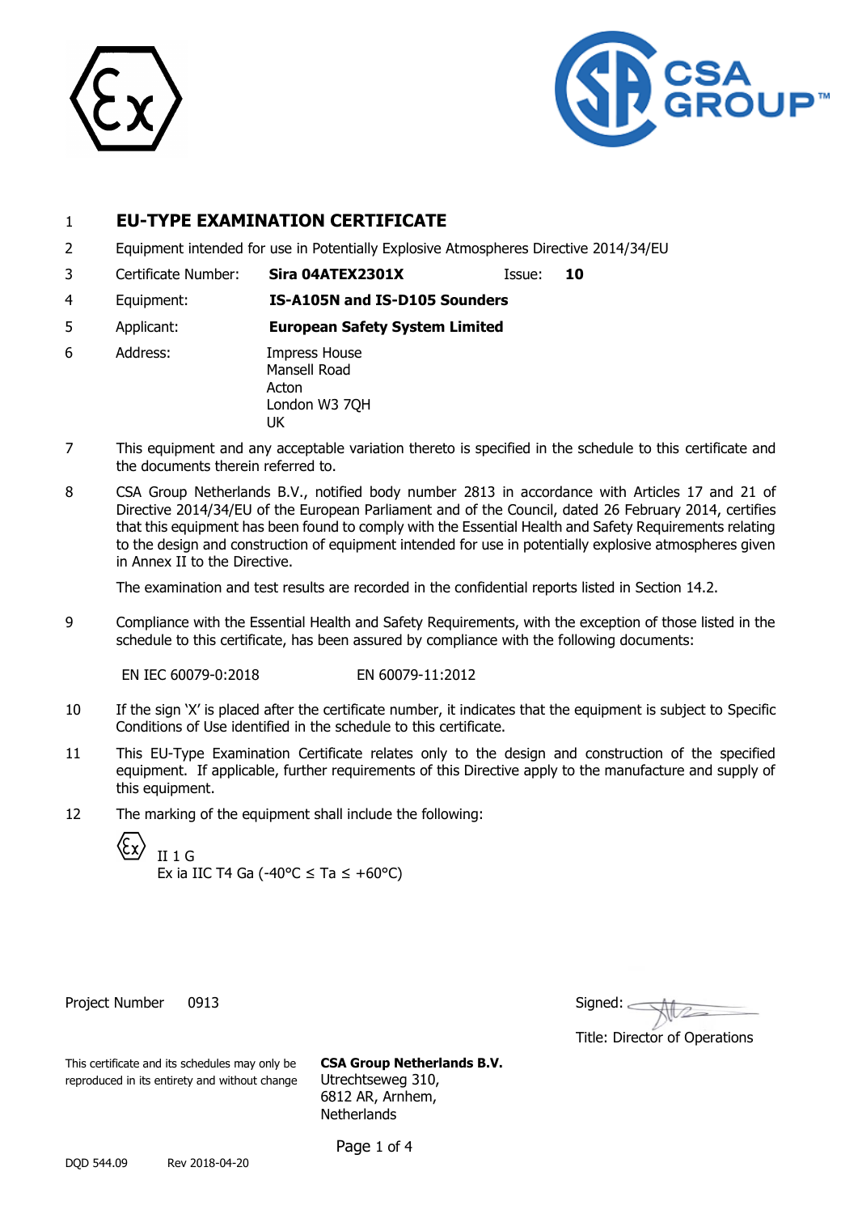1 **EU-TYPE EXAMINATION CERTIFICATE**

2 Equipment intended for use in Potentially Explosive Atmospheres Directive 2014/34/EU

3 Certificate Number: **Sira 04ATEX2301X** Issue: **10**

4 Equipment: **IS-A105N and IS-D105 Sounders**

5 Applicant: **European Safety System Limited**

6 Address: Impress House
Mansell Road
Acton
London W3 7QH
UK

7 This equipment and any acceptable variation thereto is specified in the schedule to this certificate and the documents therein referred to.

8 CSA Group Netherlands B.V., notified body number 2813 in accordance with Articles 17 and 21 of Directive 2014/34/EU of the European Parliament and of the Council, dated 26 February 2014, certifies that this equipment has been found to comply with the Essential Health and Safety Requirements relating to the design and construction of equipment intended for use in potentially explosive atmospheres given in Annex II to the Directive.

The examination and test results are recorded in the confidential reports listed in Section 14.2.

9 Compliance with the Essential Health and Safety Requirements, with the exception of those listed in the schedule to this certificate, has been assured by compliance with the following documents:

EN IEC 60079-0:2018 EN 60079-11:2012

10 If the sign 'X' is placed after the certificate number, it indicates that the equipment is subject to Specific Conditions of Use identified in the schedule to this certificate.

11 This EU-Type Examination Certificate relates only to the design and construction of the specified equipment. If applicable, further requirements of this Directive apply to the manufacture and supply of this equipment.

12 The marking of the equipment shall include the following:

II 1 G
Ex ia IIC T4 Ga (-40°C ≤ Ta ≤ +60°C)

Project Number 0913

Signed:

Title: Director of Operations

This certificate and its schedules may only be reproduced in its entirety and without change

**CSA Group Netherlands B.V.**
Utrechtseweg 310,
6812 AR, Arnhem,
Netherlands

DQD 544.09 Rev 2018-04-20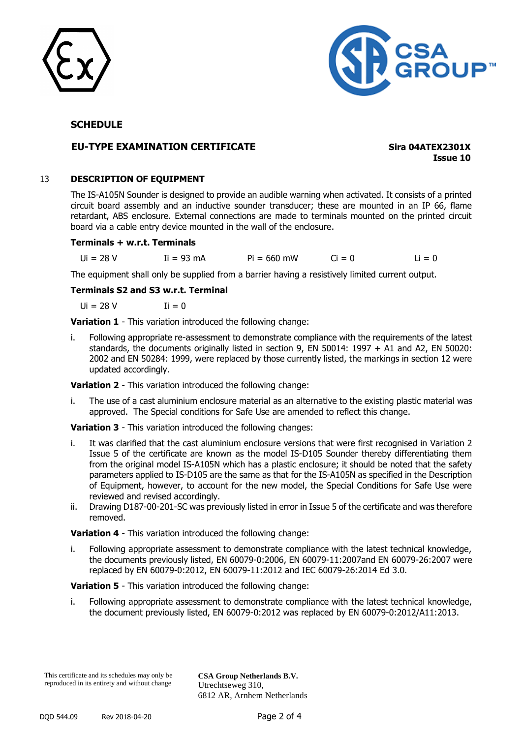**SCHEDULE**

**EU-TYPE EXAMINATION CERTIFICATE** **Sira 04ATEX2301X**
**Issue 10**

## 13 DESCRIPTION OF EQUIPMENT

The IS-A105N Sounder is designed to provide an audible warning when activated. It consists of a printed circuit board assembly and an inductive sounder transducer; these are mounted in an IP 66, flame retardant, ABS enclosure. External connections are made to terminals mounted on the printed circuit board via a cable entry device mounted in the wall of the enclosure.

**Terminals + w.r.t. Terminals**

Ui = 28 V Ii = 93 mA Pi = 660 mW Ci = 0 Li = 0

The equipment shall only be supplied from a barrier having a resistively limited current output.

**Terminals S2 and S3 w.r.t. Terminal**

Ui = 28 V Ii = 0

**Variation 1** - This variation introduced the following change:

i. Following appropriate re-assessment to demonstrate compliance with the requirements of the latest standards, the documents originally listed in section 9, EN 50014: 1997 + A1 and A2, EN 50020: 2002 and EN 50284: 1999, were replaced by those currently listed, the markings in section 12 were updated accordingly.

**Variation 2** - This variation introduced the following change:

i. The use of a cast aluminium enclosure material as an alternative to the existing plastic material was approved. The Special conditions for Safe Use are amended to reflect this change.

**Variation 3** - This variation introduced the following changes:

i. It was clarified that the cast aluminium enclosure versions that were first recognised in Variation 2 Issue 5 of the certificate are known as the model IS-D105 Sounder thereby differentiating them from the original model IS-A105N which has a plastic enclosure; it should be noted that the safety parameters applied to IS-D105 are the same as that for the IS-A105N as specified in the Description of Equipment, however, to account for the new model, the Special Conditions for Safe Use were reviewed and revised accordingly.
ii. Drawing D187-00-201-SC was previously listed in error in Issue 5 of the certificate and was therefore removed.

**Variation 4** - This variation introduced the following change:

i. Following appropriate assessment to demonstrate compliance with the latest technical knowledge, the documents previously listed, EN 60079-0:2006, EN 60079-11:2007and EN 60079-26:2007 were replaced by EN 60079-0:2012, EN 60079-11:2012 and IEC 60079-26:2014 Ed 3.0.

**Variation 5** - This variation introduced the following change:

i. Following appropriate assessment to demonstrate compliance with the latest technical knowledge, the document previously listed, EN 60079-0:2012 was replaced by EN 60079-0:2012/A11:2013.

This certificate and its schedules may only be reproduced in its entirety and without change

**CSA Group Netherlands B.V.**
Utrechtseweg 310,
6812 AR, Arnhem Netherlands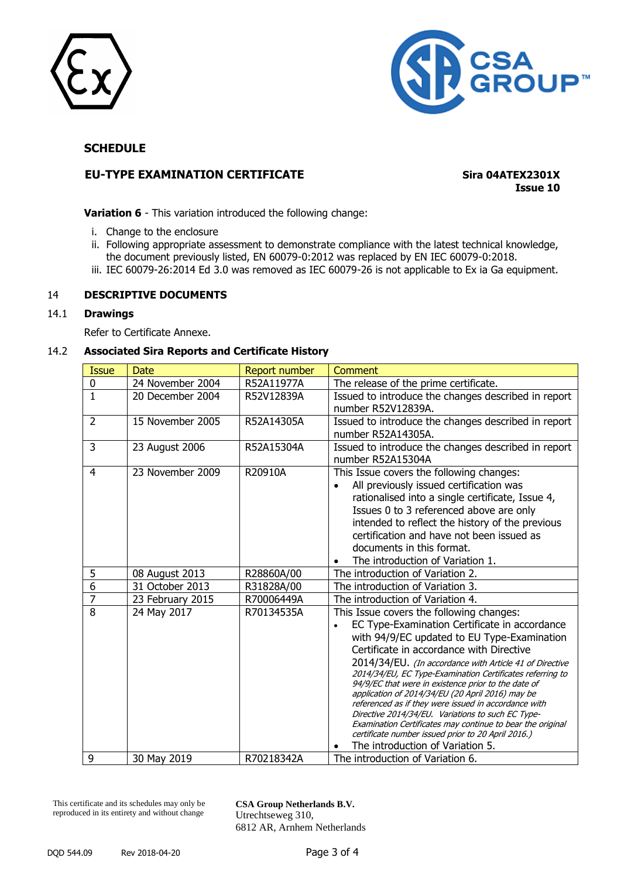## SCHEDULE

**EU-TYPE EXAMINATION CERTIFICATE** **Sira 04ATEX2301X**
**Issue 10**

**Variation 6** - This variation introduced the following change:

i. Change to the enclosure
ii. Following appropriate assessment to demonstrate compliance with the latest technical knowledge, the document previously listed, EN 60079-0:2012 was replaced by EN IEC 60079-0:2018.
iii. IEC 60079-26:2014 Ed 3.0 was removed as IEC 60079-26 is not applicable to Ex ia Ga equipment.

## 14 DESCRIPTIVE DOCUMENTS

### 14.1 Drawings

Refer to Certificate Annexe.

### 14.2 Associated Sira Reports and Certificate History

| Issue | Date | Report number | Comment |
|---|---|---|---|
| 0 | 24 November 2004 | R52A11977A | The release of the prime certificate. |
| 1 | 20 December 2004 | R52V12839A | Issued to introduce the changes described in report number R52V12839A. |
| 2 | 15 November 2005 | R52A14305A | Issued to introduce the changes described in report number R52A14305A. |
| 3 | 23 August 2006 | R52A15304A | Issued to introduce the changes described in report number R52A15304A |
| 4 | 23 November 2009 | R20910A | This Issue covers the following changes:<br>• All previously issued certification was rationalised into a single certificate, Issue 4, Issues 0 to 3 referenced above are only intended to reflect the history of the previous certification and have not been issued as documents in this format.<br>• The introduction of Variation 1. |
| 5 | 08 August 2013 | R28860A/00 | The introduction of Variation 2. |
| 6 | 31 October 2013 | R31828A/00 | The introduction of Variation 3. |
| 7 | 23 February 2015 | R70006449A | The introduction of Variation 4. |
| 8 | 24 May 2017 | R70134535A | This Issue covers the following changes:<br>• EC Type-Examination Certificate in accordance with 94/9/EC updated to EU Type-Examination Certificate in accordance with Directive 2014/34/EU. *(In accordance with Article 41 of Directive 2014/34/EU, EC Type-Examination Certificates referring to 94/9/EC that were in existence prior to the date of application of 2014/34/EU (20 April 2016) may be referenced as if they were issued in accordance with Directive 2014/34/EU. Variations to such EC Type-Examination Certificates may continue to bear the original certificate number issued prior to 20 April 2016.)*<br>• The introduction of Variation 5. |
| 9 | 30 May 2019 | R70218342A | The introduction of Variation 6. |

This certificate and its schedules may only be reproduced in its entirety and without change

**CSA Group Netherlands B.V.**
Utrechtseweg 310,
6812 AR, Arnhem Netherlands

DQD 544.09 Rev 2018-04-20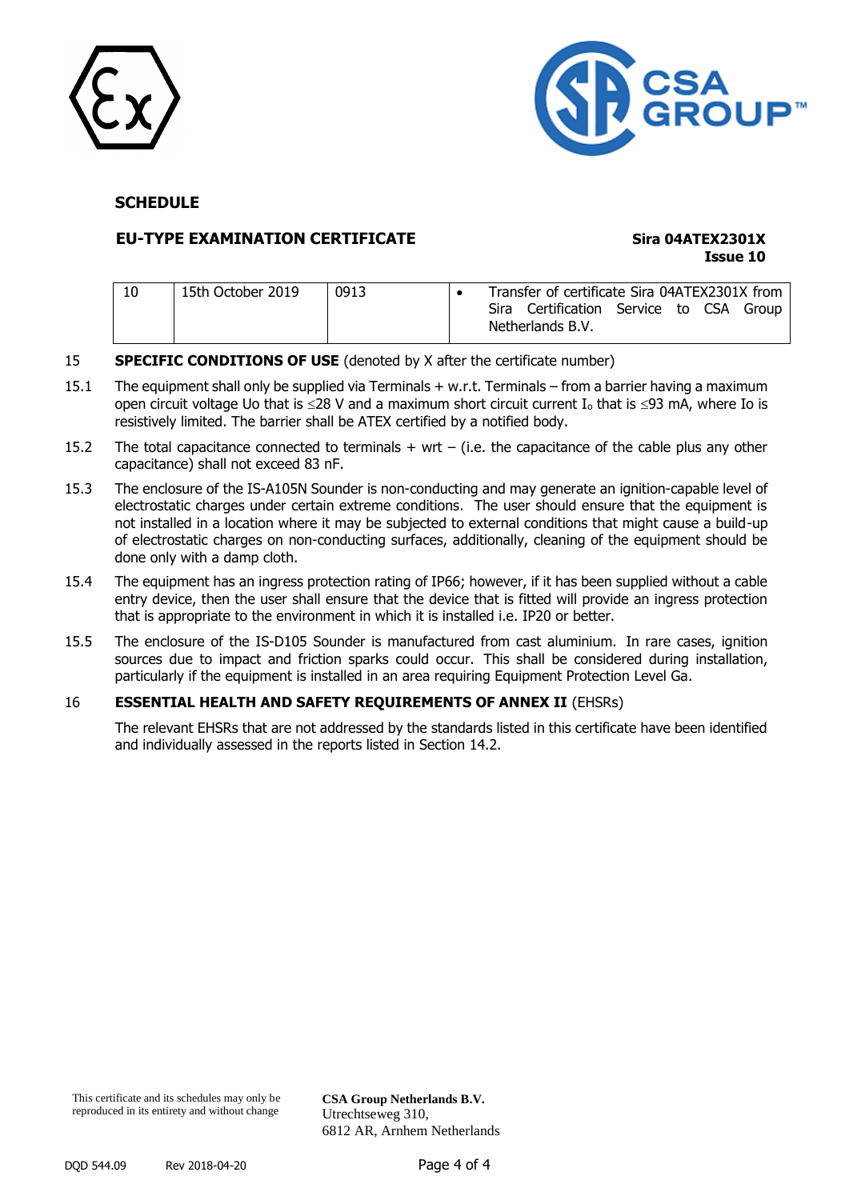**SCHEDULE**

**EU-TYPE EXAMINATION CERTIFICATE** **Sira 04ATEX2301X Issue 10**

| 10 | 15th October 2019 | 0913 | • Transfer of certificate Sira 04ATEX2301X from Sira Certification Service to CSA Group Netherlands B.V. |
|---|---|---|---|

15 **SPECIFIC CONDITIONS OF USE** (denoted by X after the certificate number)

15.1 The equipment shall only be supplied via Terminals + w.r.t. Terminals – from a barrier having a maximum open circuit voltage Uo that is ≤28 V and a maximum short circuit current $I_o$ that is ≤93 mA, where Io is resistively limited. The barrier shall be ATEX certified by a notified body.

15.2 The total capacitance connected to terminals + wrt – (i.e. the capacitance of the cable plus any other capacitance) shall not exceed 83 nF.

15.3 The enclosure of the IS-A105N Sounder is non-conducting and may generate an ignition-capable level of electrostatic charges under certain extreme conditions. The user should ensure that the equipment is not installed in a location where it may be subjected to external conditions that might cause a build-up of electrostatic charges on non-conducting surfaces, additionally, cleaning of the equipment should be done only with a damp cloth.

15.4 The equipment has an ingress protection rating of IP66; however, if it has been supplied without a cable entry device, then the user shall ensure that the device that is fitted will provide an ingress protection that is appropriate to the environment in which it is installed i.e. IP20 or better.

15.5 The enclosure of the IS-D105 Sounder is manufactured from cast aluminium. In rare cases, ignition sources due to impact and friction sparks could occur. This shall be considered during installation, particularly if the equipment is installed in an area requiring Equipment Protection Level Ga.

16 **ESSENTIAL HEALTH AND SAFETY REQUIREMENTS OF ANNEX II** (EHSRs)

The relevant EHSRs that are not addressed by the standards listed in this certificate have been identified and individually assessed in the reports listed in Section 14.2.

This certificate and its schedules may only be reproduced in its entirety and without change

**CSA Group Netherlands B.V.**
Utrechtseweg 310,
6812 AR, Arnhem Netherlands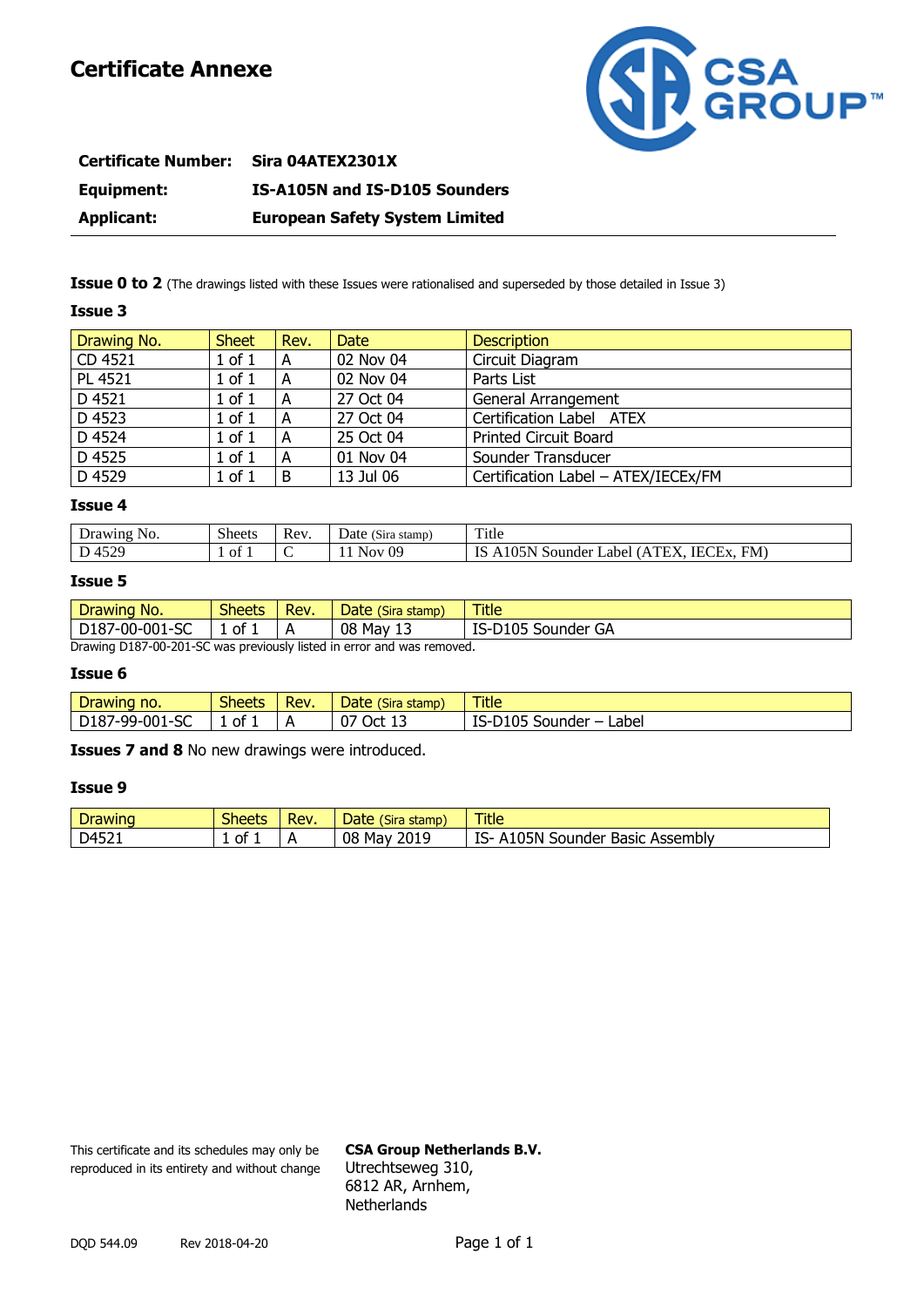# Certificate Annexe

| | |
|---|---|
| **Certificate Number:** | **Sira 04ATEX2301X** |
| **Equipment:** | **IS-A105N and IS-D105 Sounders** |
| **Applicant:** | **European Safety System Limited** |

**Issue 0 to 2** (The drawings listed with these Issues were rationalised and superseded by those detailed in Issue 3)

**Issue 3**

| Drawing No. | Sheet | Rev. | Date | Description |
|---|---|---|---|---|
| CD 4521 | 1 of 1 | A | 02 Nov 04 | Circuit Diagram |
| PL 4521 | 1 of 1 | A | 02 Nov 04 | Parts List |
| D 4521 | 1 of 1 | A | 27 Oct 04 | General Arrangement |
| D 4523 | 1 of 1 | A | 27 Oct 04 | Certification Label ATEX |
| D 4524 | 1 of 1 | A | 25 Oct 04 | Printed Circuit Board |
| D 4525 | 1 of 1 | A | 01 Nov 04 | Sounder Transducer |
| D 4529 | 1 of 1 | B | 13 Jul 06 | Certification Label – ATEX/IECEx/FM |

**Issue 4**

| Drawing No. | Sheets | Rev. | Date (Sira stamp) | Title |
|---|---|---|---|---|
| D 4529 | 1 of 1 | C | 11 Nov 09 | IS A105N Sounder Label (ATEX, IECEx, FM) |

**Issue 5**

| Drawing No. | Sheets | Rev. | Date (Sira stamp) | Title |
|---|---|---|---|---|
| D187-00-001-SC | 1 of 1 | A | 08 May 13 | IS-D105 Sounder GA |

Drawing D187-00-201-SC was previously listed in error and was removed.

**Issue 6**

| Drawing no. | Sheets | Rev. | Date (Sira stamp) | Title |
|---|---|---|---|---|
| D187-99-001-SC | 1 of 1 | A | 07 Oct 13 | IS-D105 Sounder – Label |

**Issues 7 and 8** No new drawings were introduced.

**Issue 9**

| Drawing | Sheets | Rev. | Date (Sira stamp) | Title |
|---|---|---|---|---|
| D4521 | 1 of 1 | A | 08 May 2019 | IS- A105N Sounder Basic Assembly |

This certificate and its schedules may only be reproduced in its entirety and without change

**CSA Group Netherlands B.V.**
Utrechtseweg 310,
6812 AR, Arnhem,
Netherlands

DQD 544.09 Rev 2018-04-20